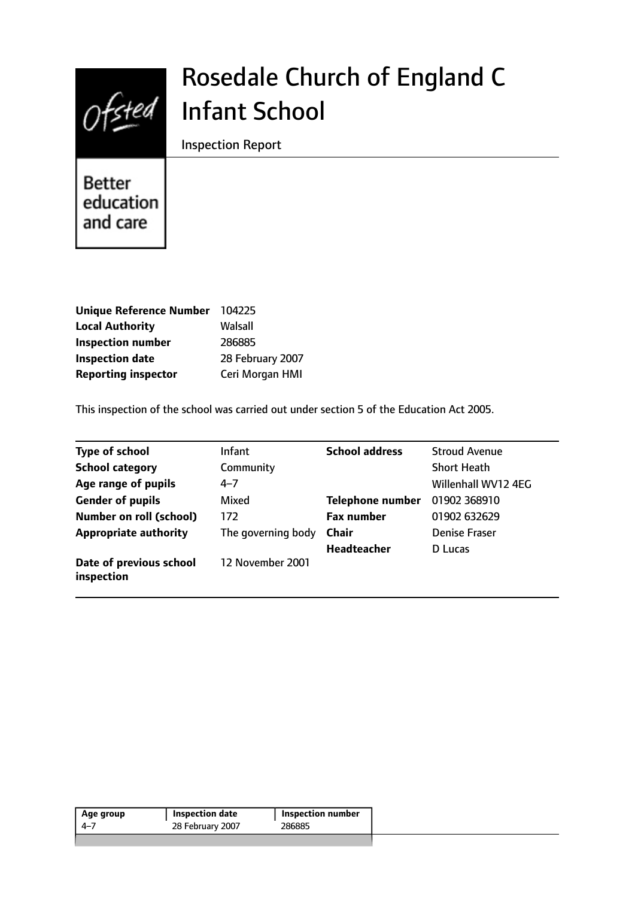# Rosedale Church of England C Infant School

Inspection Report

| | |
|---|---|
| **Unique Reference Number** | 104225 |
| **Local Authority** | Walsall |
| **Inspection number** | 286885 |
| **Inspection date** | 28 February 2007 |
| **Reporting inspector** | Ceri Morgan HMI |

This inspection of the school was carried out under section 5 of the Education Act 2005.

| | | | |
|---|---|---|---|
| **Type of school** | Infant | **School address** | Stroud Avenue |
| **School category** | Community | | Short Heath |
| **Age range of pupils** | 4–7 | | Willenhall WV12 4EG |
| **Gender of pupils** | Mixed | **Telephone number** | 01902 368910 |
| **Number on roll (school)** | 172 | **Fax number** | 01902 632629 |
| **Appropriate authority** | The governing body | **Chair** | Denise Fraser |
| | | **Headteacher** | D Lucas |
| **Date of previous school inspection** | 12 November 2001 | | |

| Age group | Inspection date | Inspection number |
|---|---|---|
| 4–7 | 28 February 2007 | 286885 |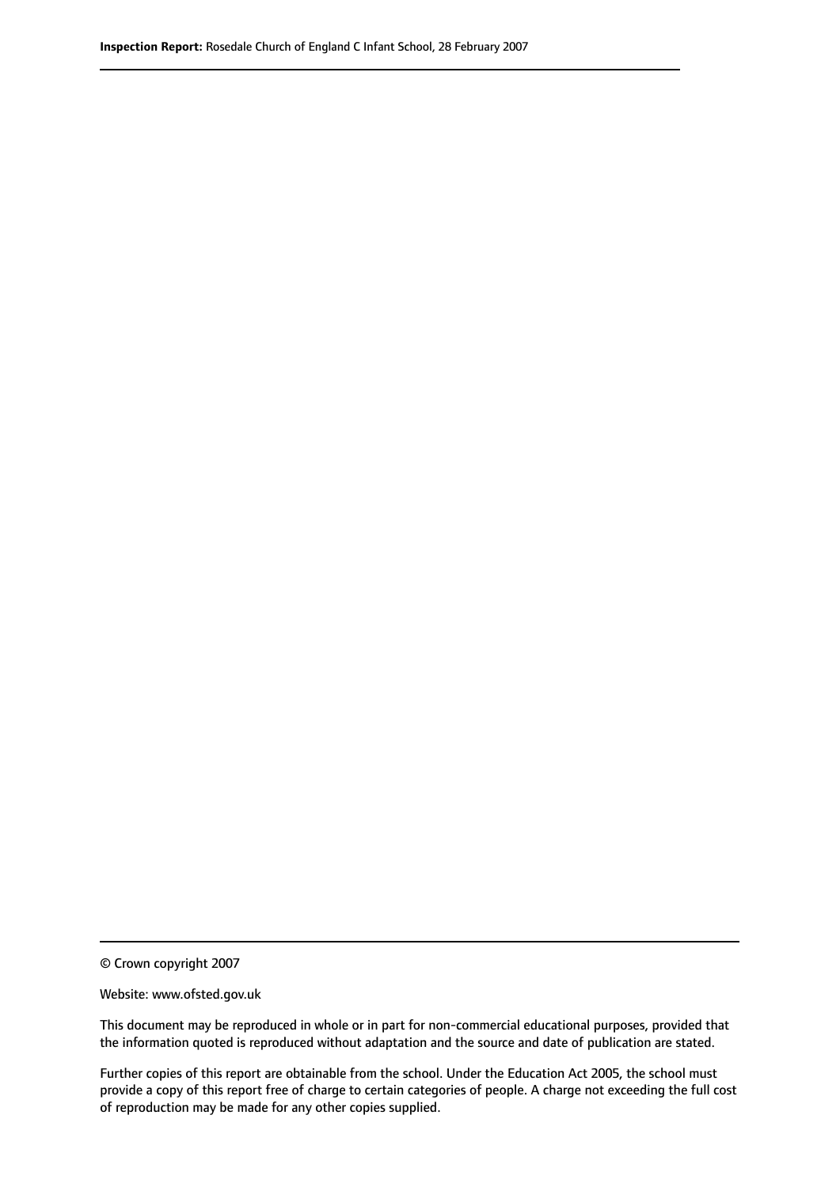© Crown copyright 2007

Website: www.ofsted.gov.uk

This document may be reproduced in whole or in part for non-commercial educational purposes, provided that the information quoted is reproduced without adaptation and the source and date of publication are stated.

Further copies of this report are obtainable from the school. Under the Education Act 2005, the school must provide a copy of this report free of charge to certain categories of people. A charge not exceeding the full cost of reproduction may be made for any other copies supplied.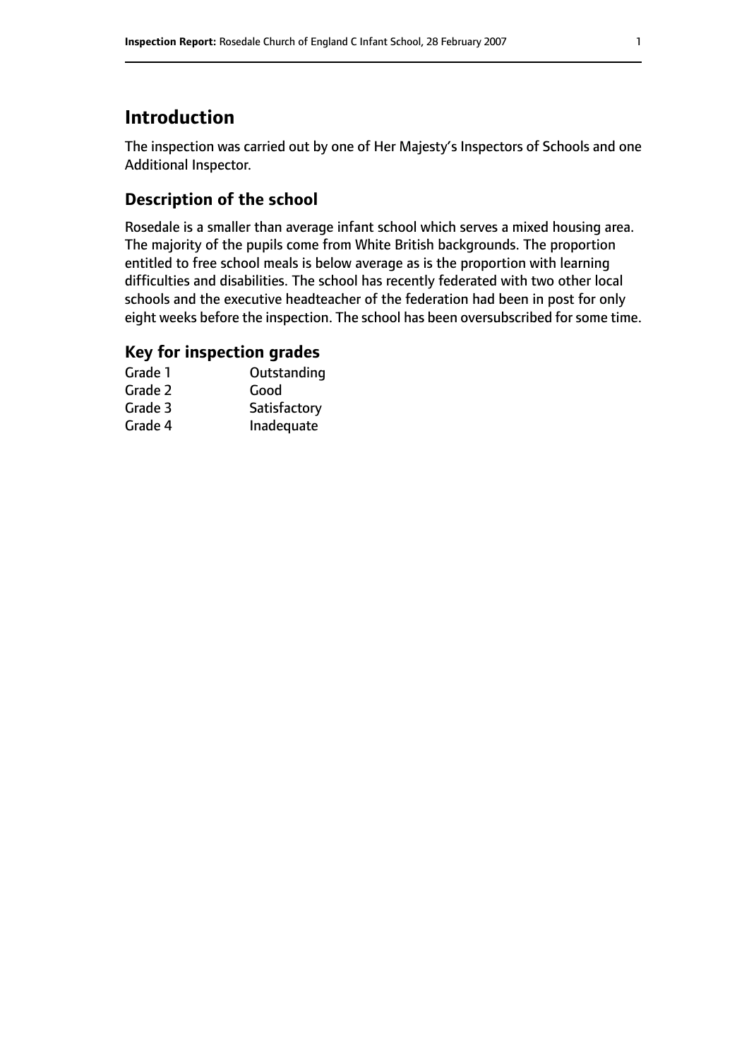# Introduction

The inspection was carried out by one of Her Majesty's Inspectors of Schools and one Additional Inspector.

## Description of the school

Rosedale is a smaller than average infant school which serves a mixed housing area. The majority of the pupils come from White British backgrounds. The proportion entitled to free school meals is below average as is the proportion with learning difficulties and disabilities. The school has recently federated with two other local schools and the executive headteacher of the federation had been in post for only eight weeks before the inspection. The school has been oversubscribed for some time.

## Key for inspection grades

| | |
|---|---|
| Grade 1 | Outstanding |
| Grade 2 | Good |
| Grade 3 | Satisfactory |
| Grade 4 | Inadequate |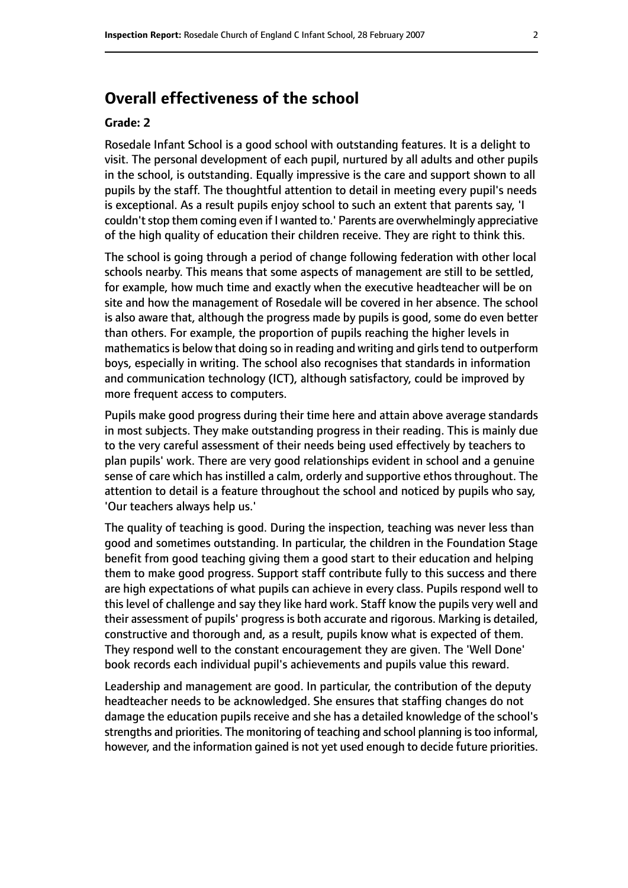## Overall effectiveness of the school

### Grade: 2

Rosedale Infant School is a good school with outstanding features. It is a delight to visit. The personal development of each pupil, nurtured by all adults and other pupils in the school, is outstanding. Equally impressive is the care and support shown to all pupils by the staff. The thoughtful attention to detail in meeting every pupil's needs is exceptional. As a result pupils enjoy school to such an extent that parents say, 'I couldn't stop them coming even if I wanted to.' Parents are overwhelmingly appreciative of the high quality of education their children receive. They are right to think this.

The school is going through a period of change following federation with other local schools nearby. This means that some aspects of management are still to be settled, for example, how much time and exactly when the executive headteacher will be on site and how the management of Rosedale will be covered in her absence. The school is also aware that, although the progress made by pupils is good, some do even better than others. For example, the proportion of pupils reaching the higher levels in mathematics is below that doing so in reading and writing and girls tend to outperform boys, especially in writing. The school also recognises that standards in information and communication technology (ICT), although satisfactory, could be improved by more frequent access to computers.

Pupils make good progress during their time here and attain above average standards in most subjects. They make outstanding progress in their reading. This is mainly due to the very careful assessment of their needs being used effectively by teachers to plan pupils' work. There are very good relationships evident in school and a genuine sense of care which has instilled a calm, orderly and supportive ethos throughout. The attention to detail is a feature throughout the school and noticed by pupils who say, 'Our teachers always help us.'

The quality of teaching is good. During the inspection, teaching was never less than good and sometimes outstanding. In particular, the children in the Foundation Stage benefit from good teaching giving them a good start to their education and helping them to make good progress. Support staff contribute fully to this success and there are high expectations of what pupils can achieve in every class. Pupils respond well to this level of challenge and say they like hard work. Staff know the pupils very well and their assessment of pupils' progress is both accurate and rigorous. Marking is detailed, constructive and thorough and, as a result, pupils know what is expected of them. They respond well to the constant encouragement they are given. The 'Well Done' book records each individual pupil's achievements and pupils value this reward.

Leadership and management are good. In particular, the contribution of the deputy headteacher needs to be acknowledged. She ensures that staffing changes do not damage the education pupils receive and she has a detailed knowledge of the school's strengths and priorities. The monitoring of teaching and school planning is too informal, however, and the information gained is not yet used enough to decide future priorities.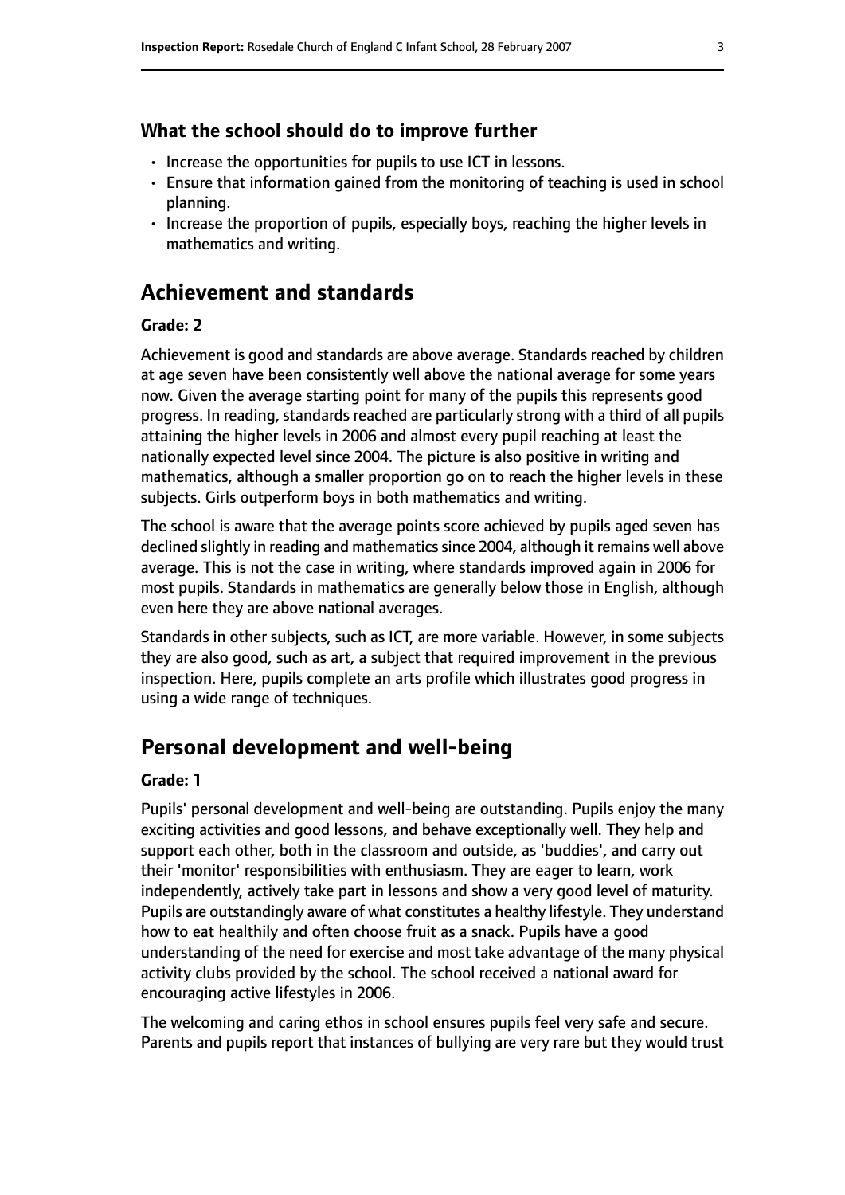### What the school should do to improve further

- Increase the opportunities for pupils to use ICT in lessons.
- Ensure that information gained from the monitoring of teaching is used in school planning.
- Increase the proportion of pupils, especially boys, reaching the higher levels in mathematics and writing.

## Achievement and standards

#### Grade: 2

Achievement is good and standards are above average. Standards reached by children at age seven have been consistently well above the national average for some years now. Given the average starting point for many of the pupils this represents good progress. In reading, standards reached are particularly strong with a third of all pupils attaining the higher levels in 2006 and almost every pupil reaching at least the nationally expected level since 2004. The picture is also positive in writing and mathematics, although a smaller proportion go on to reach the higher levels in these subjects. Girls outperform boys in both mathematics and writing.

The school is aware that the average points score achieved by pupils aged seven has declined slightly in reading and mathematics since 2004, although it remains well above average. This is not the case in writing, where standards improved again in 2006 for most pupils. Standards in mathematics are generally below those in English, although even here they are above national averages.

Standards in other subjects, such as ICT, are more variable. However, in some subjects they are also good, such as art, a subject that required improvement in the previous inspection. Here, pupils complete an arts profile which illustrates good progress in using a wide range of techniques.

## Personal development and well-being

#### Grade: 1

Pupils' personal development and well-being are outstanding. Pupils enjoy the many exciting activities and good lessons, and behave exceptionally well. They help and support each other, both in the classroom and outside, as 'buddies', and carry out their 'monitor' responsibilities with enthusiasm. They are eager to learn, work independently, actively take part in lessons and show a very good level of maturity. Pupils are outstandingly aware of what constitutes a healthy lifestyle. They understand how to eat healthily and often choose fruit as a snack. Pupils have a good understanding of the need for exercise and most take advantage of the many physical activity clubs provided by the school. The school received a national award for encouraging active lifestyles in 2006.

The welcoming and caring ethos in school ensures pupils feel very safe and secure. Parents and pupils report that instances of bullying are very rare but they would trust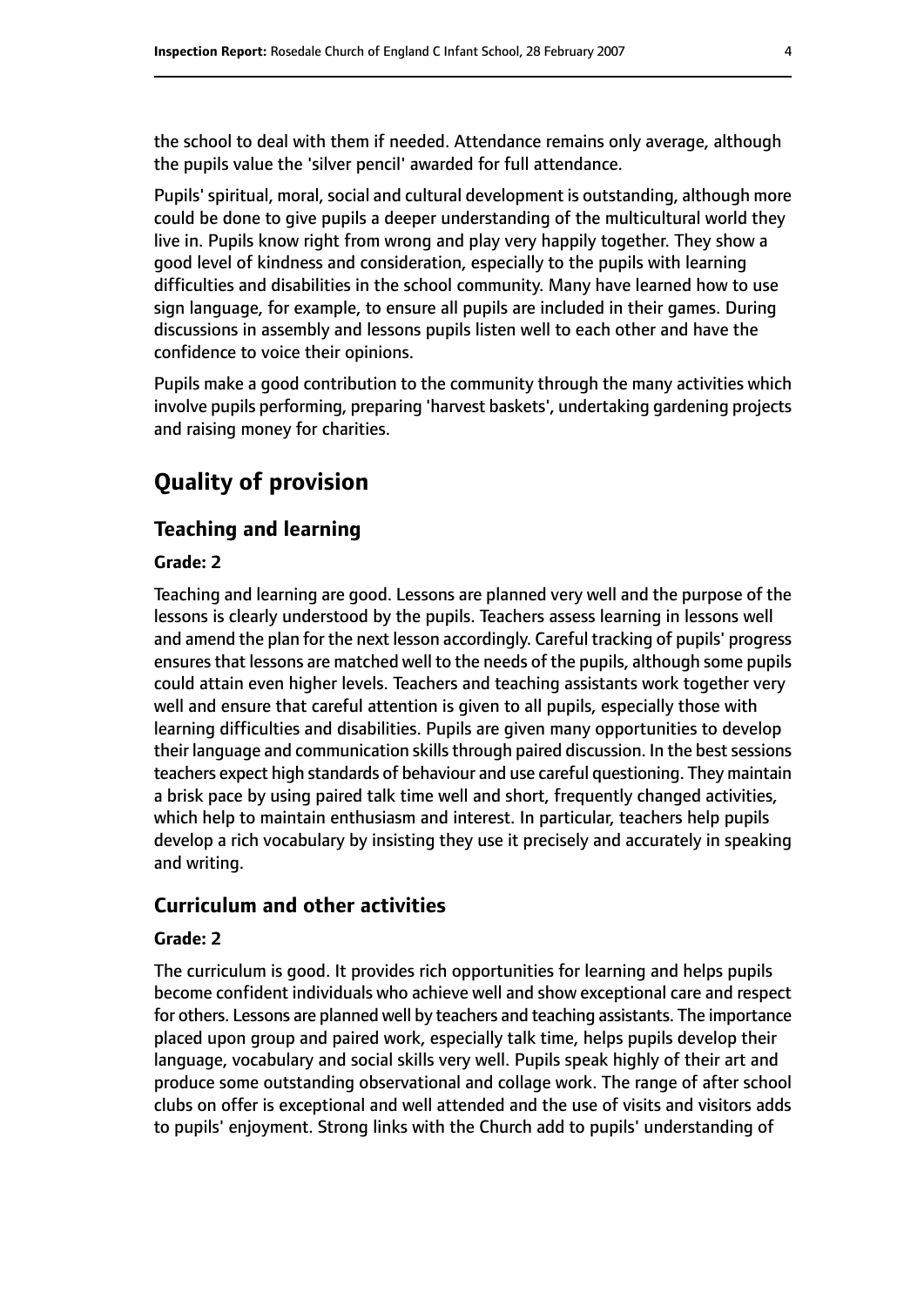the school to deal with them if needed. Attendance remains only average, although the pupils value the 'silver pencil' awarded for full attendance.

Pupils' spiritual, moral, social and cultural development is outstanding, although more could be done to give pupils a deeper understanding of the multicultural world they live in. Pupils know right from wrong and play very happily together. They show a good level of kindness and consideration, especially to the pupils with learning difficulties and disabilities in the school community. Many have learned how to use sign language, for example, to ensure all pupils are included in their games. During discussions in assembly and lessons pupils listen well to each other and have the confidence to voice their opinions.

Pupils make a good contribution to the community through the many activities which involve pupils performing, preparing 'harvest baskets', undertaking gardening projects and raising money for charities.

# Quality of provision

## Teaching and learning

### Grade: 2

Teaching and learning are good. Lessons are planned very well and the purpose of the lessons is clearly understood by the pupils. Teachers assess learning in lessons well and amend the plan for the next lesson accordingly. Careful tracking of pupils' progress ensures that lessons are matched well to the needs of the pupils, although some pupils could attain even higher levels. Teachers and teaching assistants work together very well and ensure that careful attention is given to all pupils, especially those with learning difficulties and disabilities. Pupils are given many opportunities to develop their language and communication skills through paired discussion. In the best sessions teachers expect high standards of behaviour and use careful questioning. They maintain a brisk pace by using paired talk time well and short, frequently changed activities, which help to maintain enthusiasm and interest. In particular, teachers help pupils develop a rich vocabulary by insisting they use it precisely and accurately in speaking and writing.

## Curriculum and other activities

### Grade: 2

The curriculum is good. It provides rich opportunities for learning and helps pupils become confident individuals who achieve well and show exceptional care and respect for others. Lessons are planned well by teachers and teaching assistants. The importance placed upon group and paired work, especially talk time, helps pupils develop their language, vocabulary and social skills very well. Pupils speak highly of their art and produce some outstanding observational and collage work. The range of after school clubs on offer is exceptional and well attended and the use of visits and visitors adds to pupils' enjoyment. Strong links with the Church add to pupils' understanding of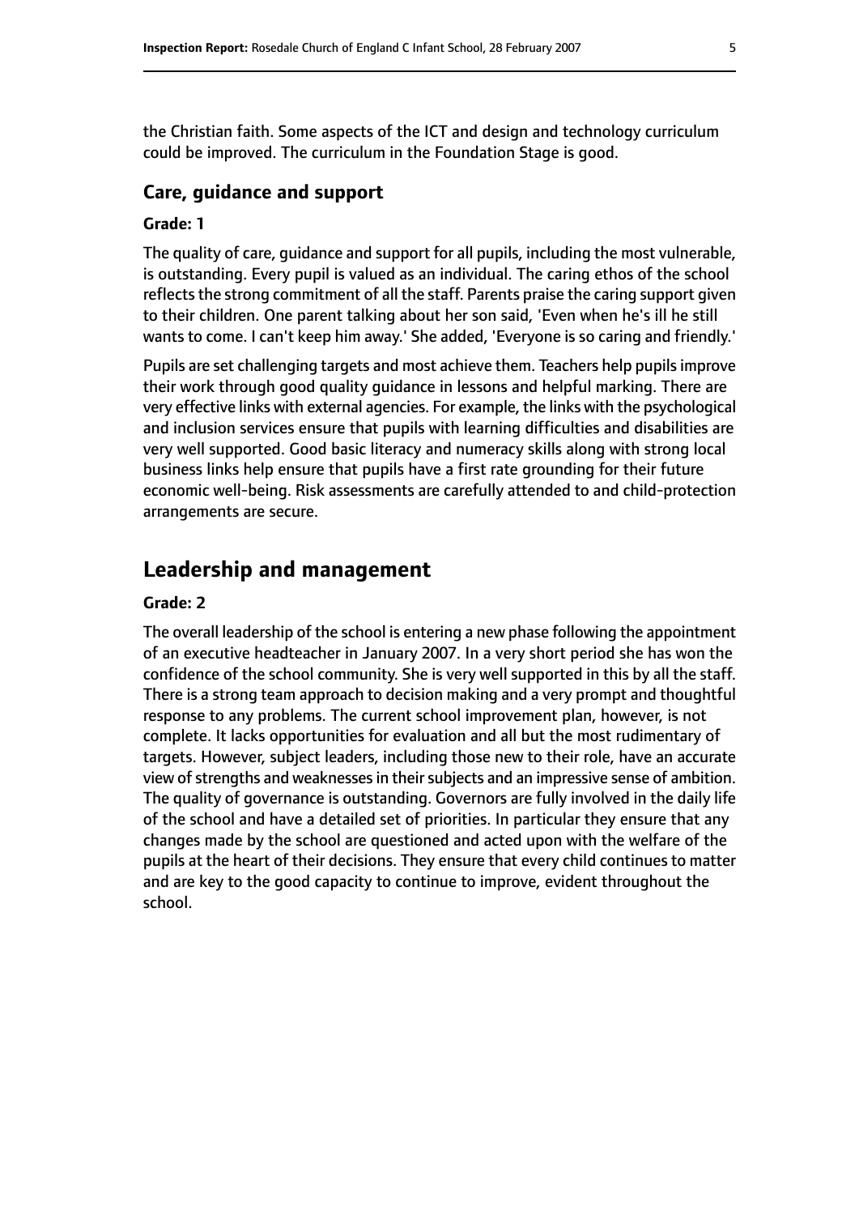the Christian faith. Some aspects of the ICT and design and technology curriculum could be improved. The curriculum in the Foundation Stage is good.

### Care, guidance and support

#### Grade: 1

The quality of care, guidance and support for all pupils, including the most vulnerable, is outstanding. Every pupil is valued as an individual. The caring ethos of the school reflects the strong commitment of all the staff. Parents praise the caring support given to their children. One parent talking about her son said, 'Even when he's ill he still wants to come. I can't keep him away.' She added, 'Everyone is so caring and friendly.'

Pupils are set challenging targets and most achieve them. Teachers help pupils improve their work through good quality guidance in lessons and helpful marking. There are very effective links with external agencies. For example, the links with the psychological and inclusion services ensure that pupils with learning difficulties and disabilities are very well supported. Good basic literacy and numeracy skills along with strong local business links help ensure that pupils have a first rate grounding for their future economic well-being. Risk assessments are carefully attended to and child-protection arrangements are secure.

## Leadership and management

#### Grade: 2

The overall leadership of the school is entering a new phase following the appointment of an executive headteacher in January 2007. In a very short period she has won the confidence of the school community. She is very well supported in this by all the staff. There is a strong team approach to decision making and a very prompt and thoughtful response to any problems. The current school improvement plan, however, is not complete. It lacks opportunities for evaluation and all but the most rudimentary of targets. However, subject leaders, including those new to their role, have an accurate view of strengths and weaknesses in their subjects and an impressive sense of ambition. The quality of governance is outstanding. Governors are fully involved in the daily life of the school and have a detailed set of priorities. In particular they ensure that any changes made by the school are questioned and acted upon with the welfare of the pupils at the heart of their decisions. They ensure that every child continues to matter and are key to the good capacity to continue to improve, evident throughout the school.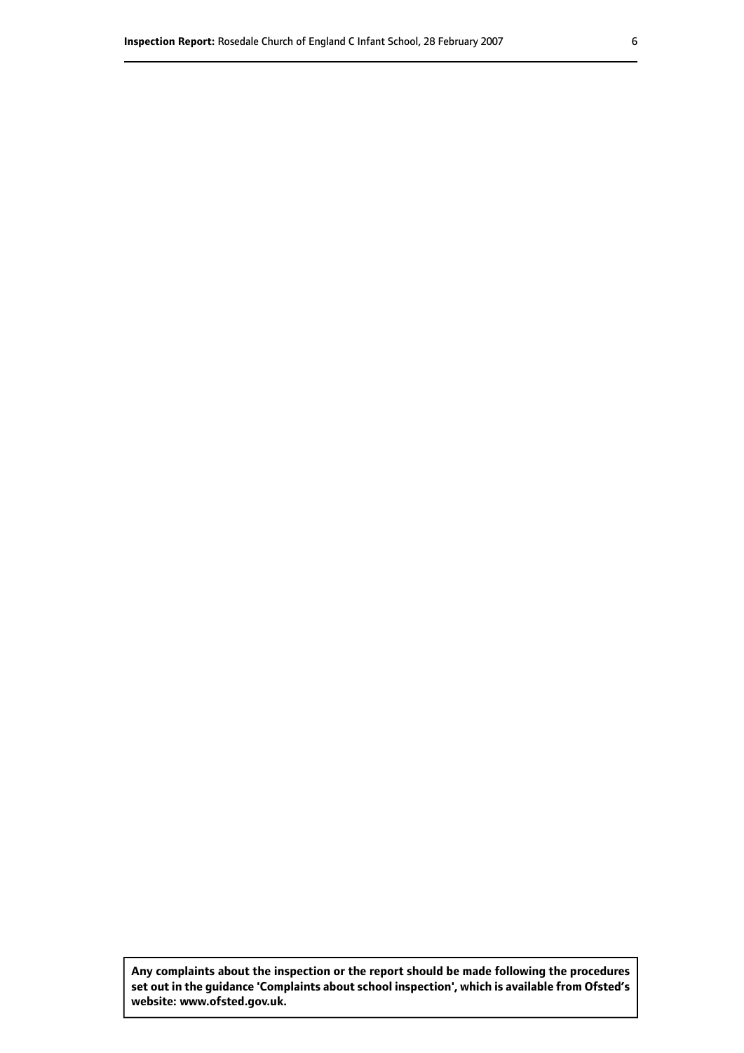**Any complaints about the inspection or the report should be made following the procedures set out in the guidance 'Complaints about school inspection', which is available from Ofsted's website: www.ofsted.gov.uk.**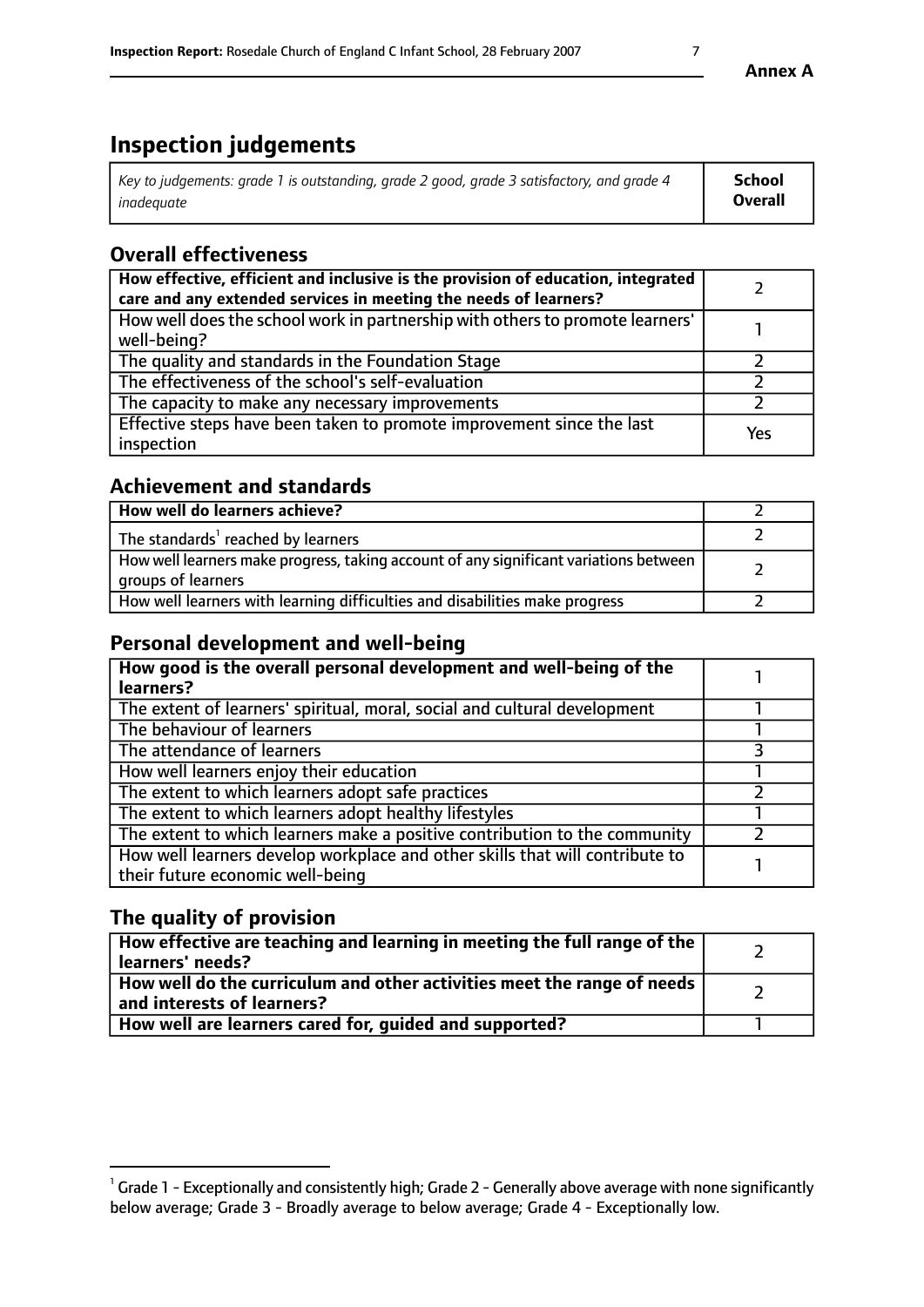Annex A

# Inspection judgements

| *Key to judgements: grade 1 is outstanding, grade 2 good, grade 3 satisfactory, and grade 4 inadequate* | **School Overall** |
|---|---|

## Overall effectiveness

| | |
|---|---|
| **How effective, efficient and inclusive is the provision of education, integrated care and any extended services in meeting the needs of learners?** | 2 |
| How well does the school work in partnership with others to promote learners' well-being? | 1 |
| The quality and standards in the Foundation Stage | 2 |
| The effectiveness of the school's self-evaluation | 2 |
| The capacity to make any necessary improvements | 2 |
| Effective steps have been taken to promote improvement since the last inspection | Yes |

## Achievement and standards

| | |
|---|---|
| **How well do learners achieve?** | 2 |
| The standards[1] reached by learners | 2 |
| How well learners make progress, taking account of any significant variations between groups of learners | 2 |
| How well learners with learning difficulties and disabilities make progress | 2 |

## Personal development and well-being

| | |
|---|---|
| **How good is the overall personal development and well-being of the learners?** | 1 |
| The extent of learners' spiritual, moral, social and cultural development | 1 |
| The behaviour of learners | 1 |
| The attendance of learners | 3 |
| How well learners enjoy their education | 1 |
| The extent to which learners adopt safe practices | 2 |
| The extent to which learners adopt healthy lifestyles | 1 |
| The extent to which learners make a positive contribution to the community | 2 |
| How well learners develop workplace and other skills that will contribute to their future economic well-being | 1 |

## The quality of provision

| | |
|---|---|
| **How effective are teaching and learning in meeting the full range of the learners' needs?** | 2 |
| **How well do the curriculum and other activities meet the range of needs and interests of learners?** | 2 |
| **How well are learners cared for, guided and supported?** | 1 |

[1] Grade 1 - Exceptionally and consistently high; Grade 2 - Generally above average with none significantly below average; Grade 3 - Broadly average to below average; Grade 4 - Exceptionally low.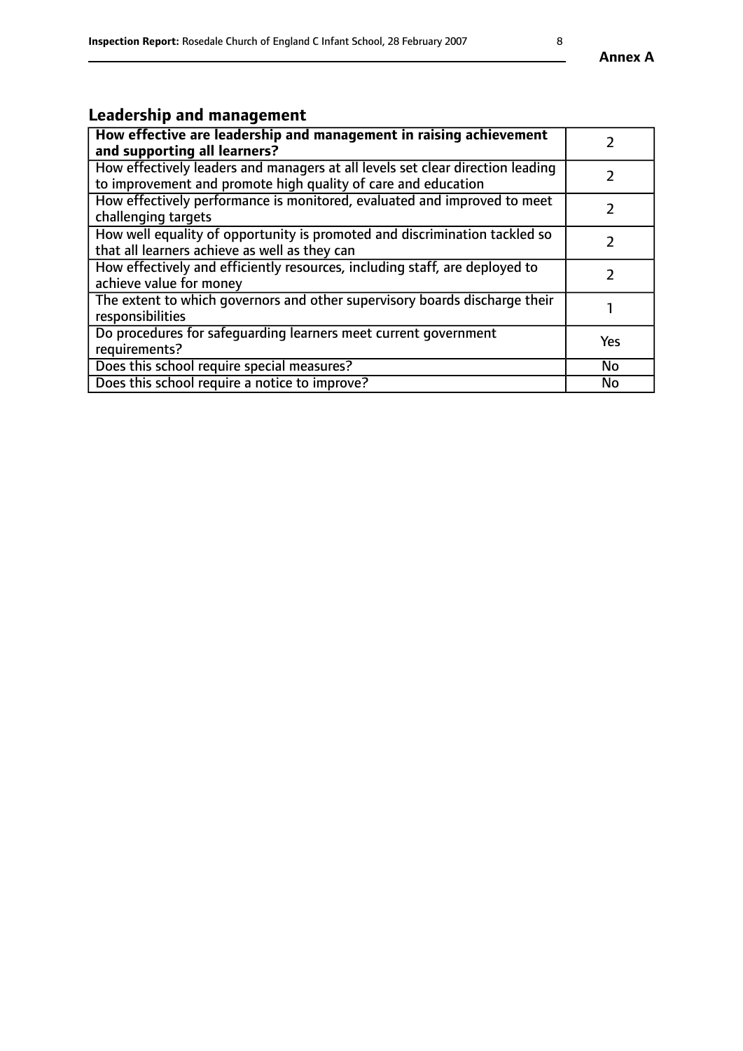## Leadership and management

| **How effective are leadership and management in raising achievement and supporting all learners?** | 2 |
|---|---|
| How effectively leaders and managers at all levels set clear direction leading to improvement and promote high quality of care and education | 2 |
| How effectively performance is monitored, evaluated and improved to meet challenging targets | 2 |
| How well equality of opportunity is promoted and discrimination tackled so that all learners achieve as well as they can | 2 |
| How effectively and efficiently resources, including staff, are deployed to achieve value for money | 2 |
| The extent to which governors and other supervisory boards discharge their responsibilities | 1 |
| Do procedures for safeguarding learners meet current government requirements? | Yes |
| Does this school require special measures? | No |
| Does this school require a notice to improve? | No |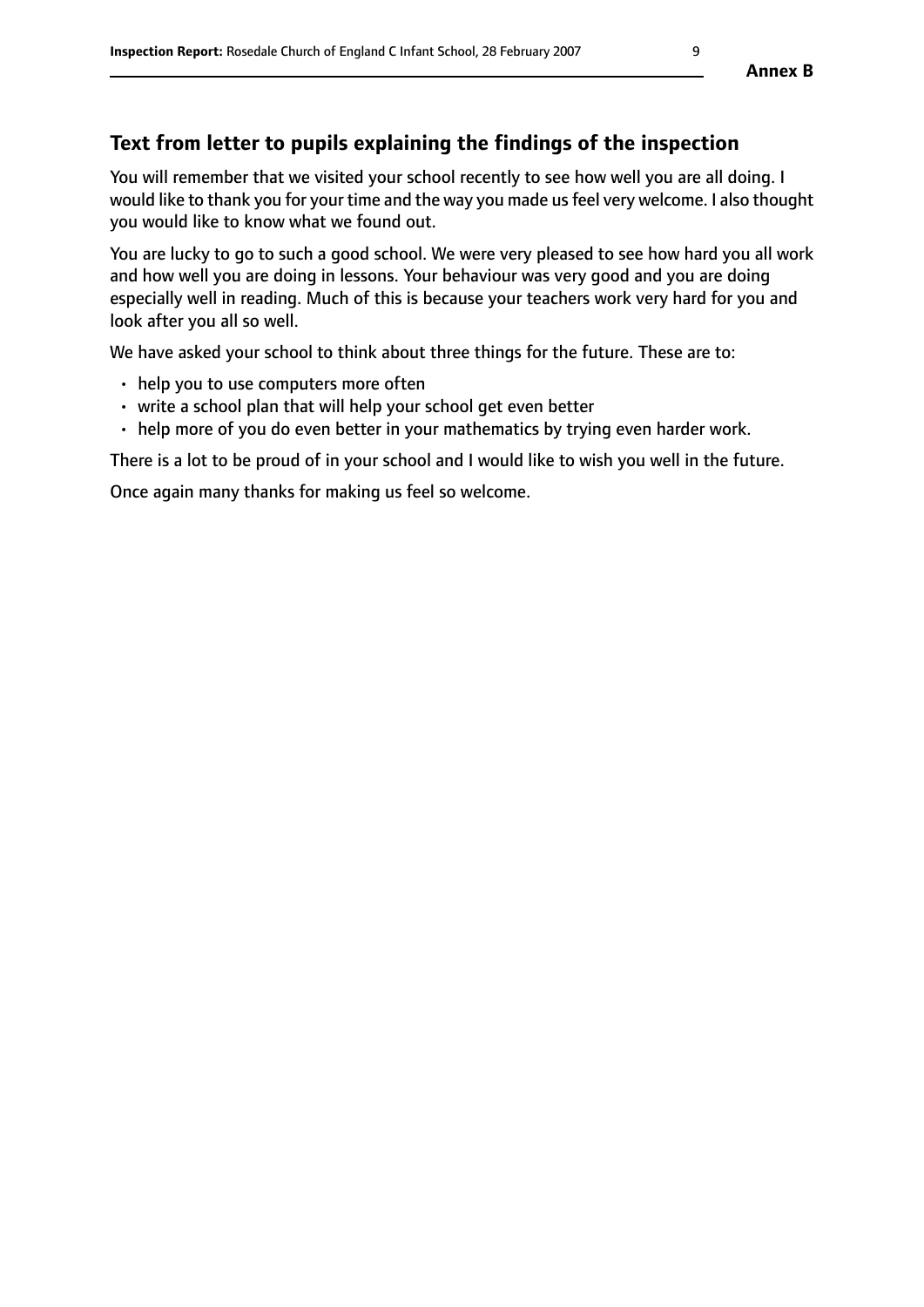## Text from letter to pupils explaining the findings of the inspection

You will remember that we visited your school recently to see how well you are all doing. I would like to thank you for your time and the way you made us feel very welcome. I also thought you would like to know what we found out.

You are lucky to go to such a good school. We were very pleased to see how hard you all work and how well you are doing in lessons. Your behaviour was very good and you are doing especially well in reading. Much of this is because your teachers work very hard for you and look after you all so well.

We have asked your school to think about three things for the future. These are to:

- help you to use computers more often
- write a school plan that will help your school get even better
- help more of you do even better in your mathematics by trying even harder work.

There is a lot to be proud of in your school and I would like to wish you well in the future.

Once again many thanks for making us feel so welcome.